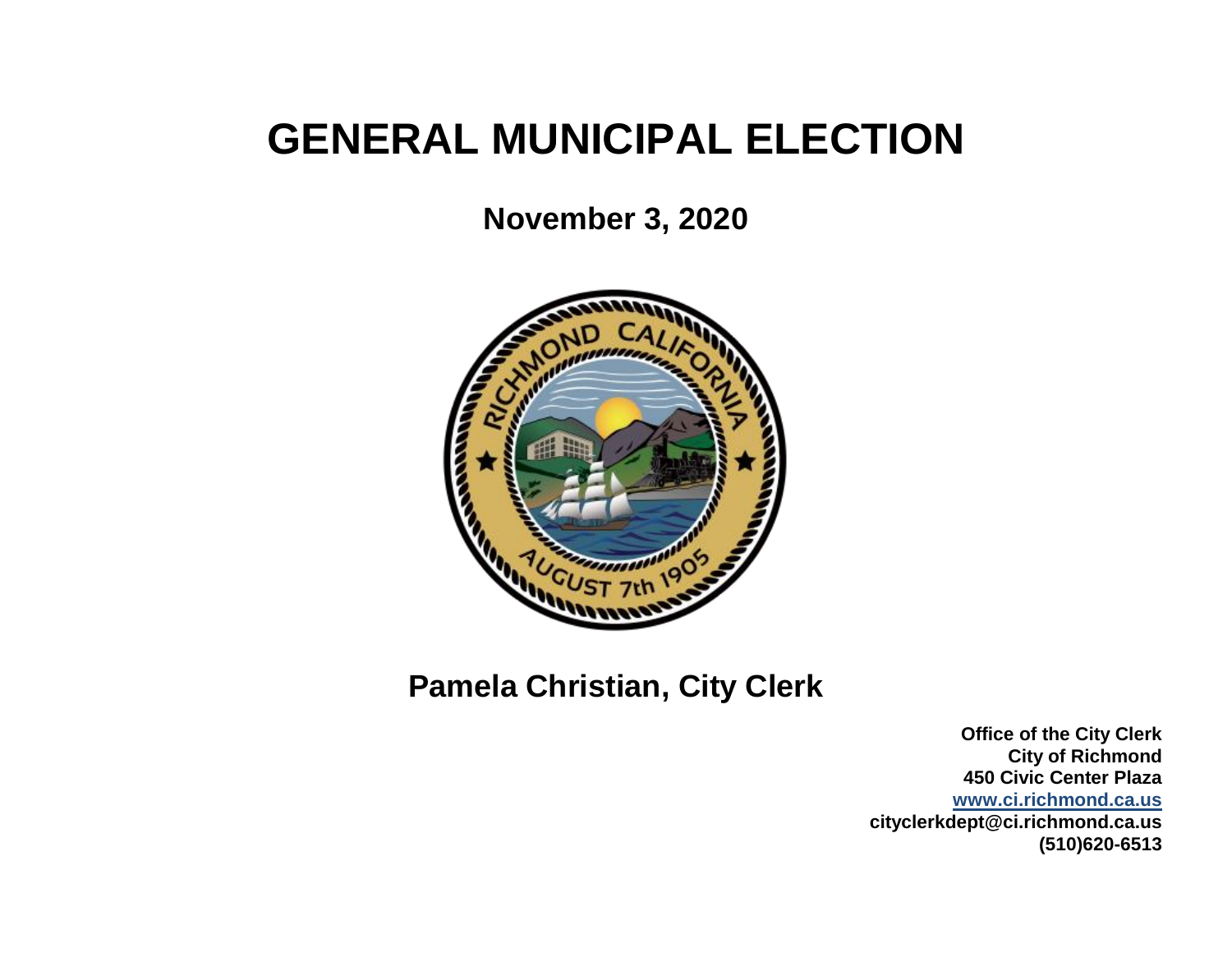# GENERAL MUNICIPAL ELECTION

## November 3, 2020

## Pamela Christian, City Clerk

**Office of the City Clerk**
**City of Richmond**
**450 Civic Center Plaza**
**www.ci.richmond.ca.us**
**cityclerkdept@ci.richmond.ca.us**
**(510)620-6513**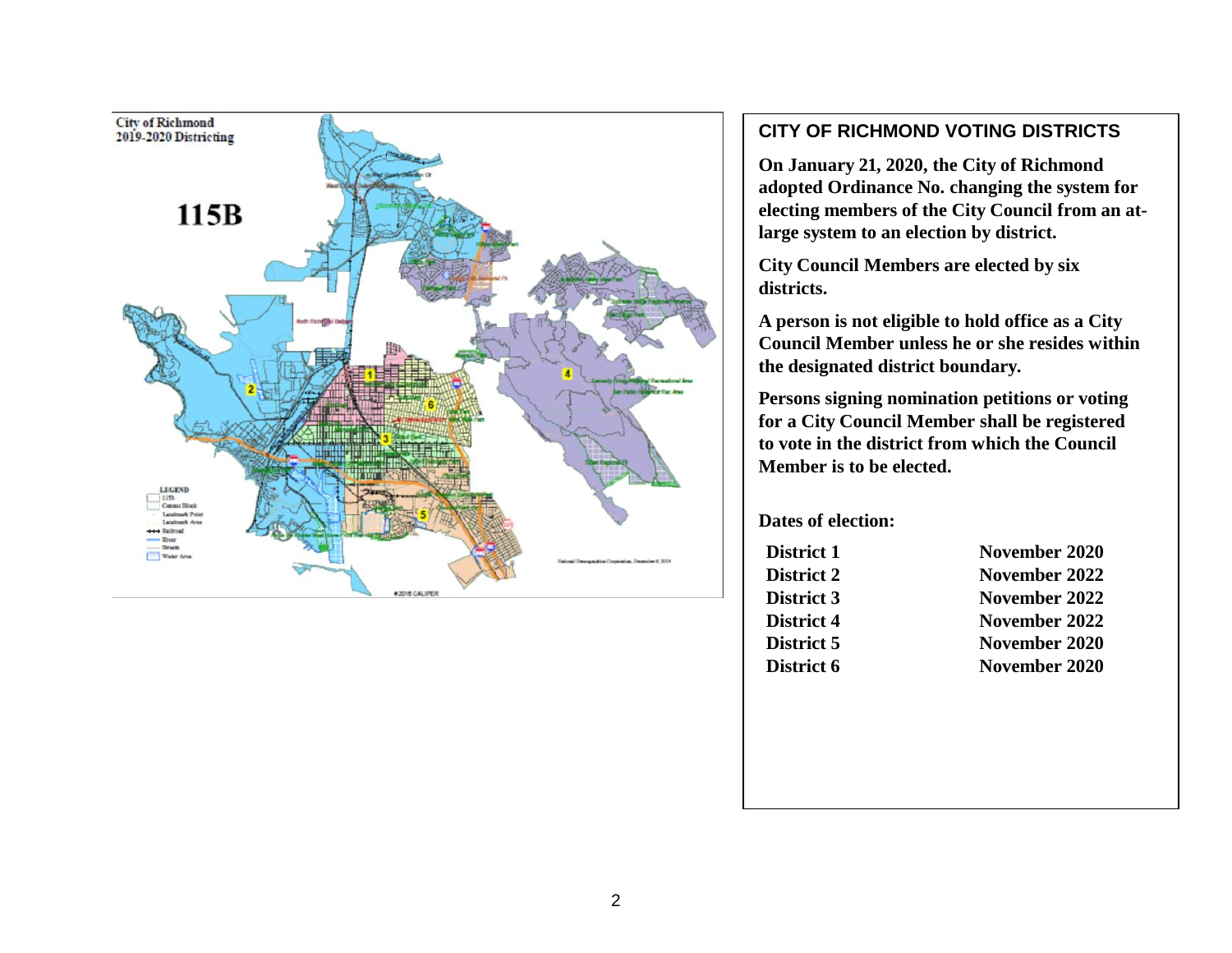## CITY OF RICHMOND VOTING DISTRICTS

**On January 21, 2020, the City of Richmond adopted Ordinance No. changing the system for electing members of the City Council from an at-large system to an election by district.**

**City Council Members are elected by six districts.**

**A person is not eligible to hold office as a City Council Member unless he or she resides within the designated district boundary.**

**Persons signing nomination petitions or voting for a City Council Member shall be registered to vote in the district from which the Council Member is to be elected.**

**Dates of election:**

| | |
|---|---|
| **District 1** | **November 2020** |
| **District 2** | **November 2022** |
| **District 3** | **November 2022** |
| **District 4** | **November 2022** |
| **District 5** | **November 2020** |
| **District 6** | **November 2020** |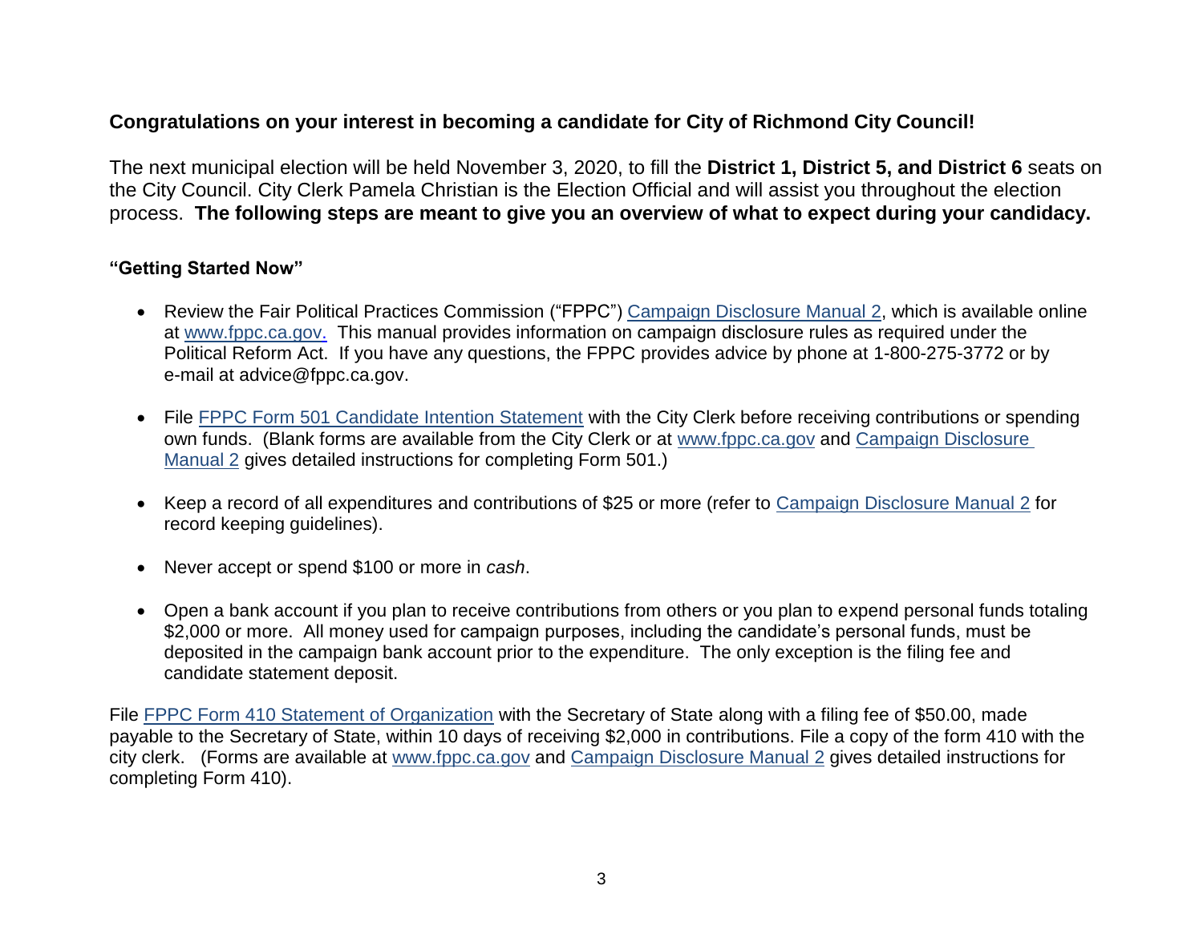**Congratulations on your interest in becoming a candidate for City of Richmond City Council!**

The next municipal election will be held November 3, 2020, to fill the **District 1, District 5, and District 6** seats on the City Council. City Clerk Pamela Christian is the Election Official and will assist you throughout the election process. **The following steps are meant to give you an overview of what to expect during your candidacy.**

**"Getting Started Now"**

- Review the Fair Political Practices Commission ("FPPC") Campaign Disclosure Manual 2, which is available online at www.fppc.ca.gov. This manual provides information on campaign disclosure rules as required under the Political Reform Act. If you have any questions, the FPPC provides advice by phone at 1-800-275-3772 or by e-mail at advice@fppc.ca.gov.
- File FPPC Form 501 Candidate Intention Statement with the City Clerk before receiving contributions or spending own funds. (Blank forms are available from the City Clerk or at www.fppc.ca.gov and Campaign Disclosure Manual 2 gives detailed instructions for completing Form 501.)
- Keep a record of all expenditures and contributions of $25 or more (refer to Campaign Disclosure Manual 2 for record keeping guidelines).
- Never accept or spend $100 or more in *cash*.
- Open a bank account if you plan to receive contributions from others or you plan to expend personal funds totaling $2,000 or more. All money used for campaign purposes, including the candidate's personal funds, must be deposited in the campaign bank account prior to the expenditure. The only exception is the filing fee and candidate statement deposit.

File FPPC Form 410 Statement of Organization with the Secretary of State along with a filing fee of $50.00, made payable to the Secretary of State, within 10 days of receiving $2,000 in contributions. File a copy of the form 410 with the city clerk. (Forms are available at www.fppc.ca.gov and Campaign Disclosure Manual 2 gives detailed instructions for completing Form 410).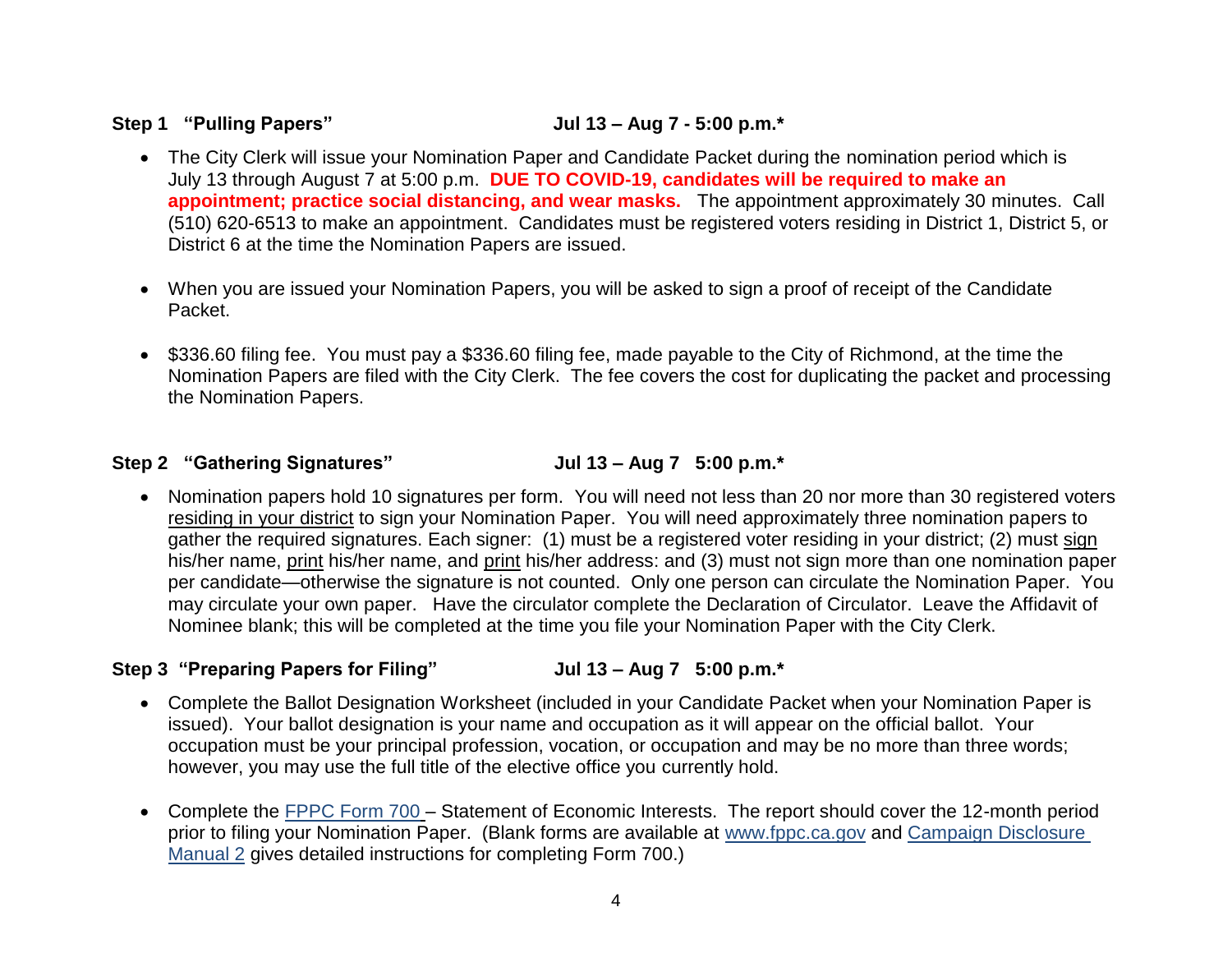**Step 1 "Pulling Papers"** **Jul 13 – Aug 7 - 5:00 p.m.\***

- The City Clerk will issue your Nomination Paper and Candidate Packet during the nomination period which is July 13 through August 7 at 5:00 p.m. **DUE TO COVID-19, candidates will be required to make an appointment; practice social distancing, and wear masks.** The appointment approximately 30 minutes. Call (510) 620-6513 to make an appointment. Candidates must be registered voters residing in District 1, District 5, or District 6 at the time the Nomination Papers are issued.

- When you are issued your Nomination Papers, you will be asked to sign a proof of receipt of the Candidate Packet.

- $336.60 filing fee. You must pay a $336.60 filing fee, made payable to the City of Richmond, at the time the Nomination Papers are filed with the City Clerk. The fee covers the cost for duplicating the packet and processing the Nomination Papers.

**Step 2 "Gathering Signatures"** **Jul 13 – Aug 7 5:00 p.m.\***

- Nomination papers hold 10 signatures per form. You will need not less than 20 nor more than 30 registered voters <u>residing in your district</u> to sign your Nomination Paper. You will need approximately three nomination papers to gather the required signatures. Each signer: (1) must be a registered voter residing in your district; (2) must <u>sign</u> his/her name, <u>print</u> his/her name, and <u>print</u> his/her address: and (3) must not sign more than one nomination paper per candidate—otherwise the signature is not counted. Only one person can circulate the Nomination Paper. You may circulate your own paper. Have the circulator complete the Declaration of Circulator. Leave the Affidavit of Nominee blank; this will be completed at the time you file your Nomination Paper with the City Clerk.

**Step 3 "Preparing Papers for Filing"** **Jul 13 – Aug 7 5:00 p.m.\***

- Complete the Ballot Designation Worksheet (included in your Candidate Packet when your Nomination Paper is issued). Your ballot designation is your name and occupation as it will appear on the official ballot. Your occupation must be your principal profession, vocation, or occupation and may be no more than three words; however, you may use the full title of the elective office you currently hold.

- Complete the FPPC Form 700 – Statement of Economic Interests. The report should cover the 12-month period prior to filing your Nomination Paper. (Blank forms are available at www.fppc.ca.gov and Campaign Disclosure Manual 2 gives detailed instructions for completing Form 700.)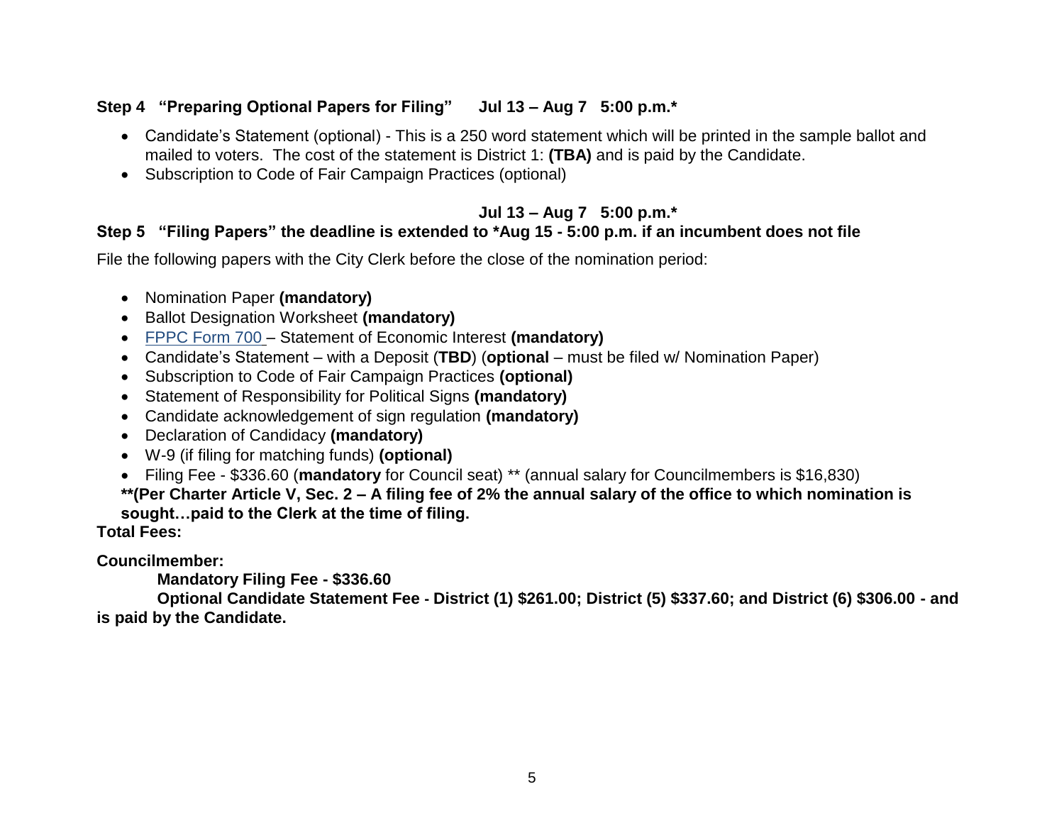**Step 4 "Preparing Optional Papers for Filing" Jul 13 – Aug 7 5:00 p.m.***

- Candidate's Statement (optional) - This is a 250 word statement which will be printed in the sample ballot and mailed to voters. The cost of the statement is District 1: **(TBA)** and is paid by the Candidate.
- Subscription to Code of Fair Campaign Practices (optional)

**Jul 13 – Aug 7 5:00 p.m.***

**Step 5 "Filing Papers" the deadline is extended to *Aug 15 - 5:00 p.m. if an incumbent does not file**

File the following papers with the City Clerk before the close of the nomination period:

- Nomination Paper **(mandatory)**
- Ballot Designation Worksheet **(mandatory)**
- FPPC Form 700 – Statement of Economic Interest **(mandatory)**
- Candidate's Statement – with a Deposit (**TBD**) (**optional** – must be filed w/ Nomination Paper)
- Subscription to Code of Fair Campaign Practices **(optional)**
- Statement of Responsibility for Political Signs **(mandatory)**
- Candidate acknowledgement of sign regulation **(mandatory)**
- Declaration of Candidacy **(mandatory)**
- W-9 (if filing for matching funds) **(optional)**
- Filing Fee - $336.60 (**mandatory** for Council seat) ** (annual salary for Councilmembers is $16,830)

**\*\*(Per Charter Article V, Sec. 2 – A filing fee of 2% the annual salary of the office to which nomination is sought…paid to the Clerk at the time of filing.**

**Total Fees:**

**Councilmember:**

**Mandatory Filing Fee - $336.60**

**Optional Candidate Statement Fee - District (1) $261.00; District (5) $337.60; and District (6) $306.00 - and is paid by the Candidate.**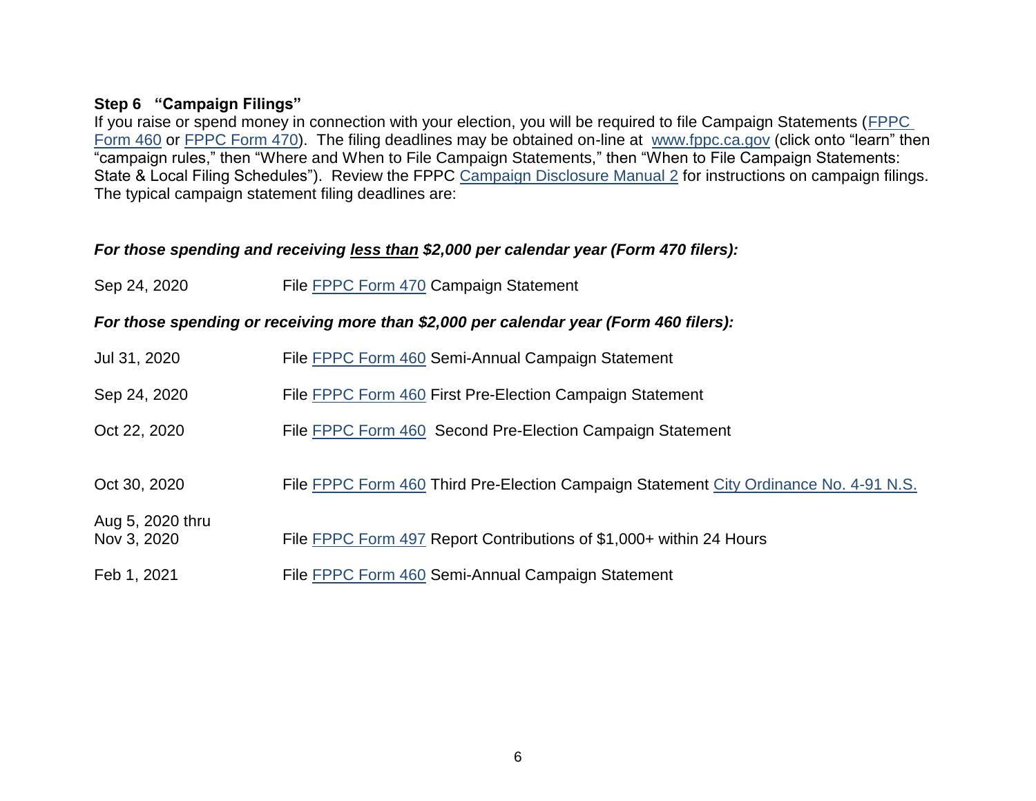**Step 6 "Campaign Filings"**

If you raise or spend money in connection with your election, you will be required to file Campaign Statements (FPPC Form 460 or FPPC Form 470). The filing deadlines may be obtained on-line at www.fppc.ca.gov (click onto "learn" then "campaign rules," then "Where and When to File Campaign Statements," then "When to File Campaign Statements: State & Local Filing Schedules"). Review the FPPC Campaign Disclosure Manual 2 for instructions on campaign filings. The typical campaign statement filing deadlines are:

***For those spending and receiving <u>less than</u> $2,000 per calendar year (Form 470 filers):***

| | |
|---|---|
| Sep 24, 2020 | File FPPC Form 470 Campaign Statement |

***For those spending or receiving more than $2,000 per calendar year (Form 460 filers):***

| | |
|---|---|
| Jul 31, 2020 | File FPPC Form 460 Semi-Annual Campaign Statement |
| Sep 24, 2020 | File FPPC Form 460 First Pre-Election Campaign Statement |
| Oct 22, 2020 | File FPPC Form 460 Second Pre-Election Campaign Statement |
| Oct 30, 2020 | File FPPC Form 460 Third Pre-Election Campaign Statement City Ordinance No. 4-91 N.S. |
| Aug 5, 2020 thru Nov 3, 2020 | File FPPC Form 497 Report Contributions of $1,000+ within 24 Hours |
| Feb 1, 2021 | File FPPC Form 460 Semi-Annual Campaign Statement |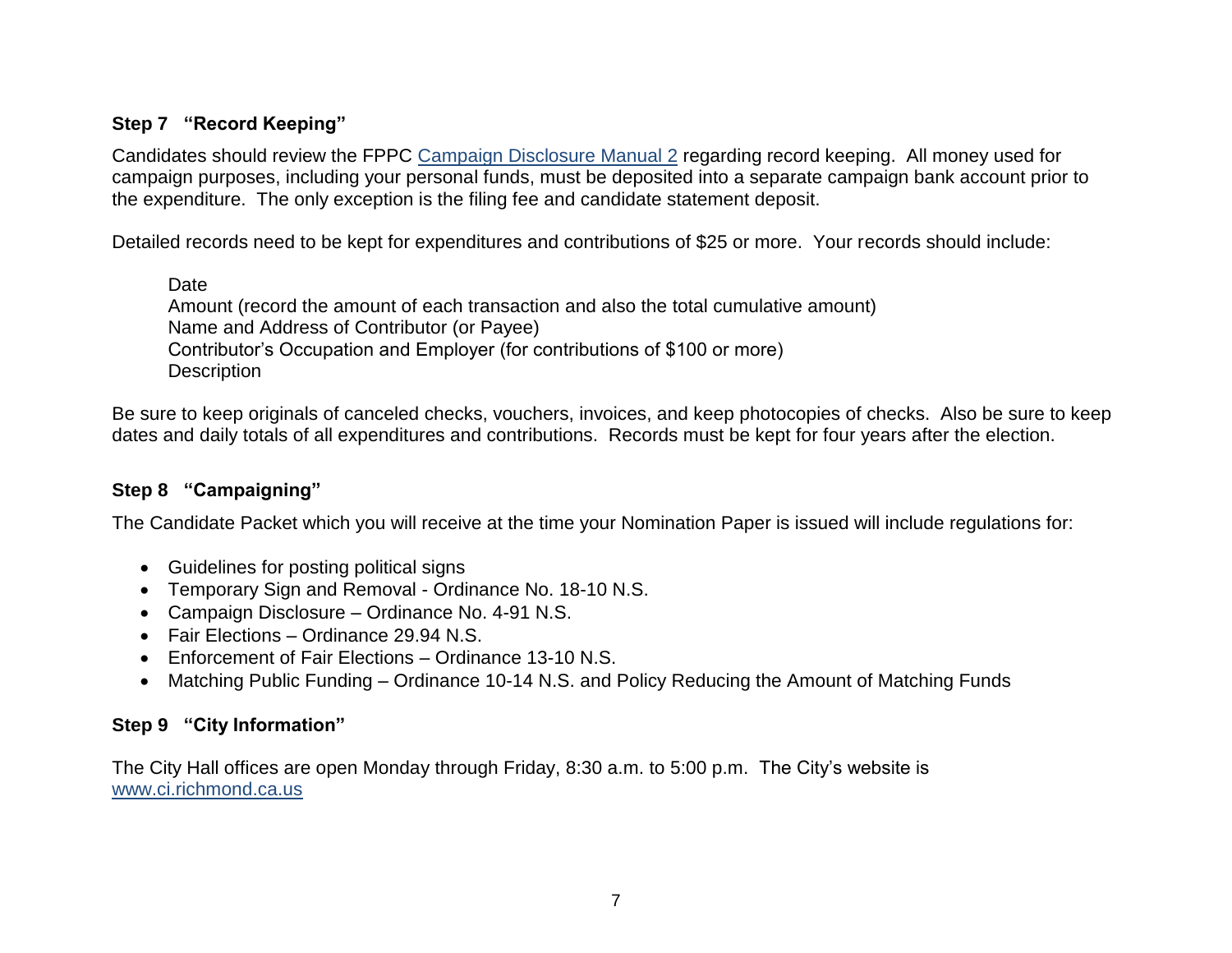### Step 7 "Record Keeping"

Candidates should review the FPPC [Campaign Disclosure Manual 2] regarding record keeping. All money used for campaign purposes, including your personal funds, must be deposited into a separate campaign bank account prior to the expenditure. The only exception is the filing fee and candidate statement deposit.

Detailed records need to be kept for expenditures and contributions of $25 or more. Your records should include:

Date
Amount (record the amount of each transaction and also the total cumulative amount)
Name and Address of Contributor (or Payee)
Contributor's Occupation and Employer (for contributions of $100 or more)
Description

Be sure to keep originals of canceled checks, vouchers, invoices, and keep photocopies of checks. Also be sure to keep dates and daily totals of all expenditures and contributions. Records must be kept for four years after the election.

### Step 8 "Campaigning"

The Candidate Packet which you will receive at the time your Nomination Paper is issued will include regulations for:

- Guidelines for posting political signs
- Temporary Sign and Removal - Ordinance No. 18-10 N.S.
- Campaign Disclosure – Ordinance No. 4-91 N.S.
- Fair Elections – Ordinance 29.94 N.S.
- Enforcement of Fair Elections – Ordinance 13-10 N.S.
- Matching Public Funding – Ordinance 10-14 N.S. and Policy Reducing the Amount of Matching Funds

### Step 9 "City Information"

The City Hall offices are open Monday through Friday, 8:30 a.m. to 5:00 p.m. The City's website is www.ci.richmond.ca.us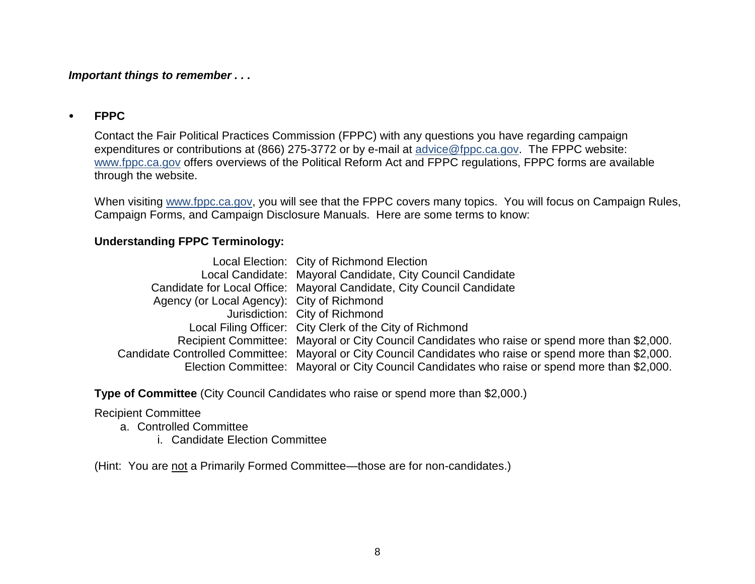***Important things to remember . . .***

- **FPPC**

  Contact the Fair Political Practices Commission (FPPC) with any questions you have regarding campaign expenditures or contributions at (866) 275-3772 or by e-mail at advice@fppc.ca.gov. The FPPC website: www.fppc.ca.gov offers overviews of the Political Reform Act and FPPC regulations, FPPC forms are available through the website.

  When visiting www.fppc.ca.gov, you will see that the FPPC covers many topics. You will focus on Campaign Rules, Campaign Forms, and Campaign Disclosure Manuals. Here are some terms to know:

  **Understanding FPPC Terminology:**

  | | |
  |---|---|
  | Local Election: | City of Richmond Election |
  | Local Candidate: | Mayoral Candidate, City Council Candidate |
  | Candidate for Local Office: | Mayoral Candidate, City Council Candidate |
  | Agency (or Local Agency): | City of Richmond |
  | Jurisdiction: | City of Richmond |
  | Local Filing Officer: | City Clerk of the City of Richmond |
  | Recipient Committee: | Mayoral or City Council Candidates who raise or spend more than $2,000. |
  | Candidate Controlled Committee: | Mayoral or City Council Candidates who raise or spend more than $2,000. |
  | Election Committee: | Mayoral or City Council Candidates who raise or spend more than $2,000. |

  **Type of Committee** (City Council Candidates who raise or spend more than $2,000.)

  Recipient Committee
  
  a. Controlled Committee
  
  i. Candidate Election Committee

  (Hint: You are <u>not</u> a Primarily Formed Committee—those are for non-candidates.)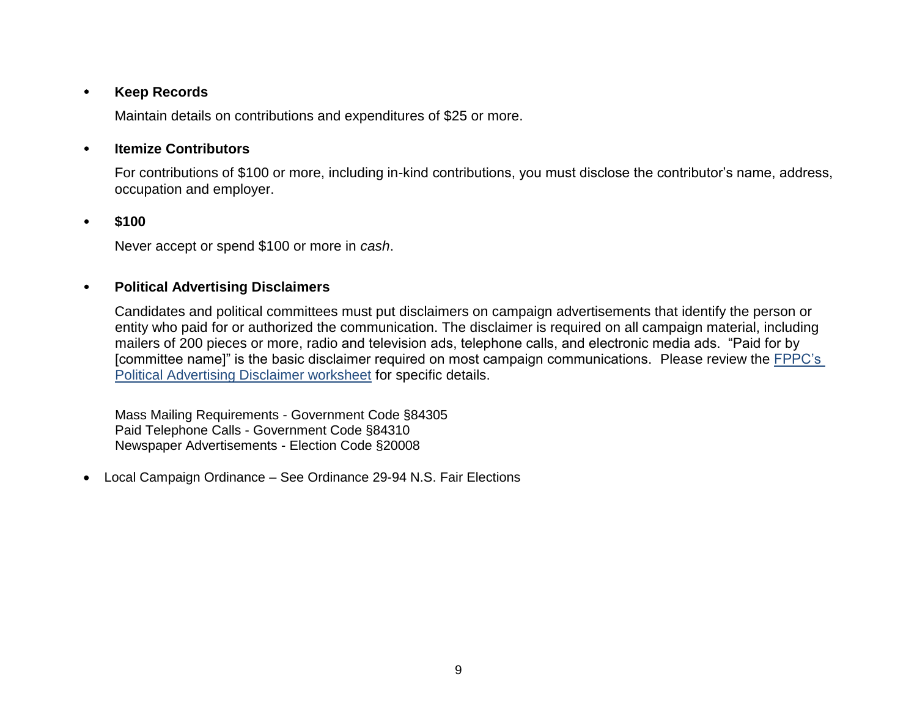- **Keep Records**

  Maintain details on contributions and expenditures of $25 or more.

- **Itemize Contributors**

  For contributions of $100 or more, including in-kind contributions, you must disclose the contributor's name, address, occupation and employer.

- **$100**

  Never accept or spend $100 or more in *cash*.

- **Political Advertising Disclaimers**

  Candidates and political committees must put disclaimers on campaign advertisements that identify the person or entity who paid for or authorized the communication. The disclaimer is required on all campaign material, including mailers of 200 pieces or more, radio and television ads, telephone calls, and electronic media ads. "Paid for by [committee name]" is the basic disclaimer required on most campaign communications. Please review the FPPC's Political Advertising Disclaimer worksheet for specific details.

  Mass Mailing Requirements - Government Code §84305
  Paid Telephone Calls - Government Code §84310
  Newspaper Advertisements - Election Code §20008

- Local Campaign Ordinance – See Ordinance 29-94 N.S. Fair Elections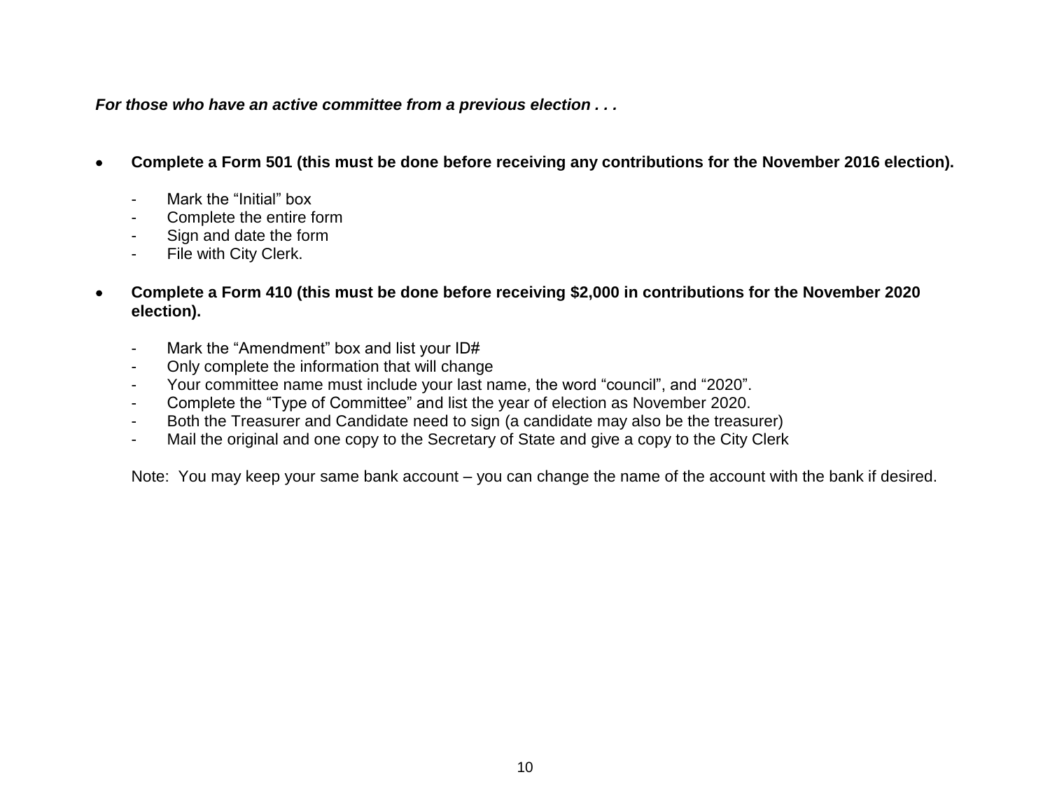***For those who have an active committee from a previous election . . .***

- **Complete a Form 501 (this must be done before receiving any contributions for the November 2016 election).**
  - Mark the "Initial" box
  - Complete the entire form
  - Sign and date the form
  - File with City Clerk.

- **Complete a Form 410 (this must be done before receiving $2,000 in contributions for the November 2020 election).**
  - Mark the "Amendment" box and list your ID#
  - Only complete the information that will change
  - Your committee name must include your last name, the word "council", and "2020".
  - Complete the "Type of Committee" and list the year of election as November 2020.
  - Both the Treasurer and Candidate need to sign (a candidate may also be the treasurer)
  - Mail the original and one copy to the Secretary of State and give a copy to the City Clerk

  Note: You may keep your same bank account – you can change the name of the account with the bank if desired.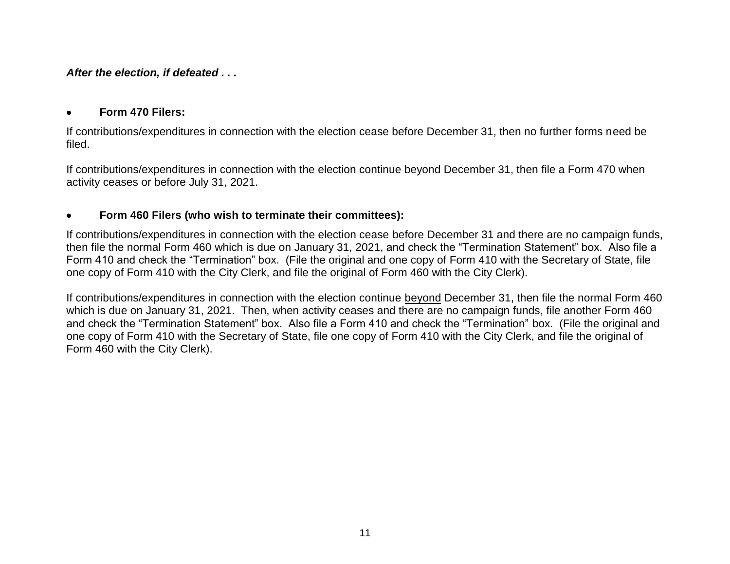***After the election, if defeated . . .***

- **Form 470 Filers:**

If contributions/expenditures in connection with the election cease before December 31, then no further forms need be filed.

If contributions/expenditures in connection with the election continue beyond December 31, then file a Form 470 when activity ceases or before July 31, 2021.

- **Form 460 Filers (who wish to terminate their committees):**

If contributions/expenditures in connection with the election cease <u>before</u> December 31 and there are no campaign funds, then file the normal Form 460 which is due on January 31, 2021, and check the "Termination Statement" box. Also file a Form 410 and check the "Termination" box. (File the original and one copy of Form 410 with the Secretary of State, file one copy of Form 410 with the City Clerk, and file the original of Form 460 with the City Clerk).

If contributions/expenditures in connection with the election continue <u>beyond</u> December 31, then file the normal Form 460 which is due on January 31, 2021. Then, when activity ceases and there are no campaign funds, file another Form 460 and check the "Termination Statement" box. Also file a Form 410 and check the "Termination" box. (File the original and one copy of Form 410 with the Secretary of State, file one copy of Form 410 with the City Clerk, and file the original of Form 460 with the City Clerk).